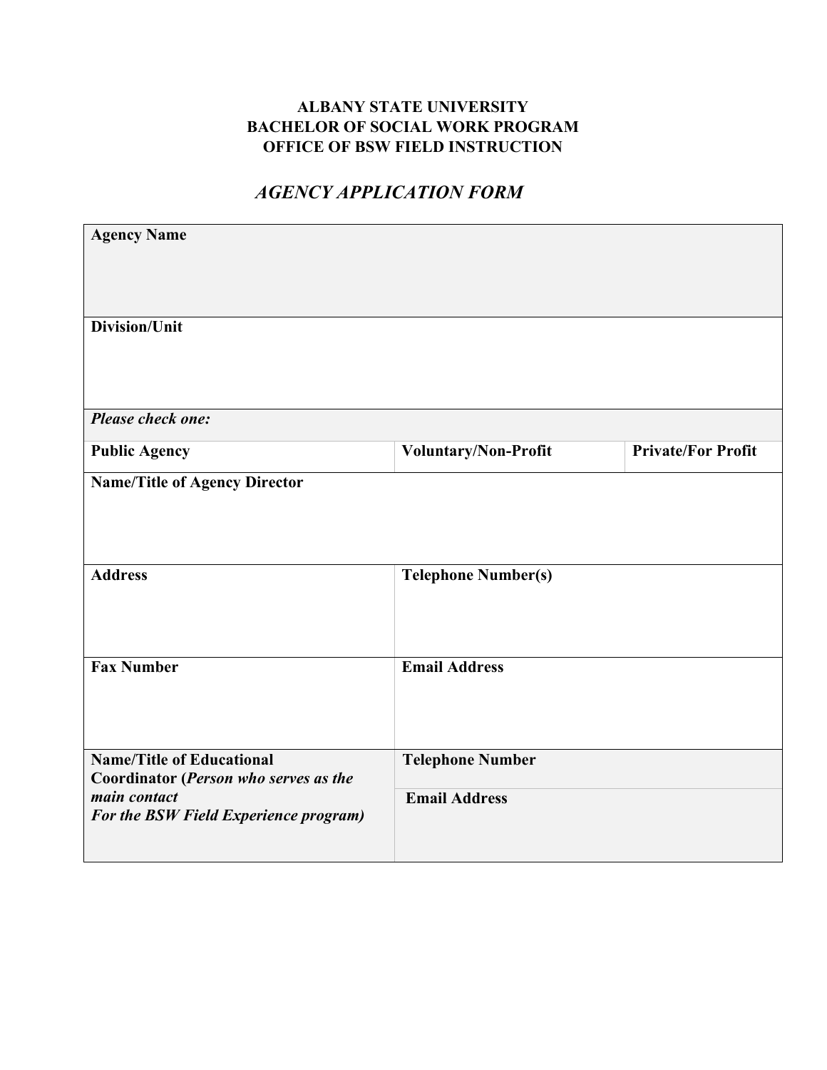**ALBANY STATE UNIVERSITY**
**BACHELOR OF SOCIAL WORK PROGRAM**
**OFFICE OF BSW FIELD INSTRUCTION**

## *AGENCY APPLICATION FORM*

| **Agency Name** | | |
|---|---|---|
| **Division/Unit** | | |
| ***Please check one:*** | | |
| **Public Agency** | **Voluntary/Non-Profit** | **Private/For Profit** |
| **Name/Title of Agency Director** | | |
| **Address** | **Telephone Number(s)** | |
| **Fax Number** | **Email Address** | |
| **Name/Title of Educational Coordinator (*Person who serves as the main contact For the BSW Field Experience program)*** | **Telephone Number** | |
| | **Email Address** | |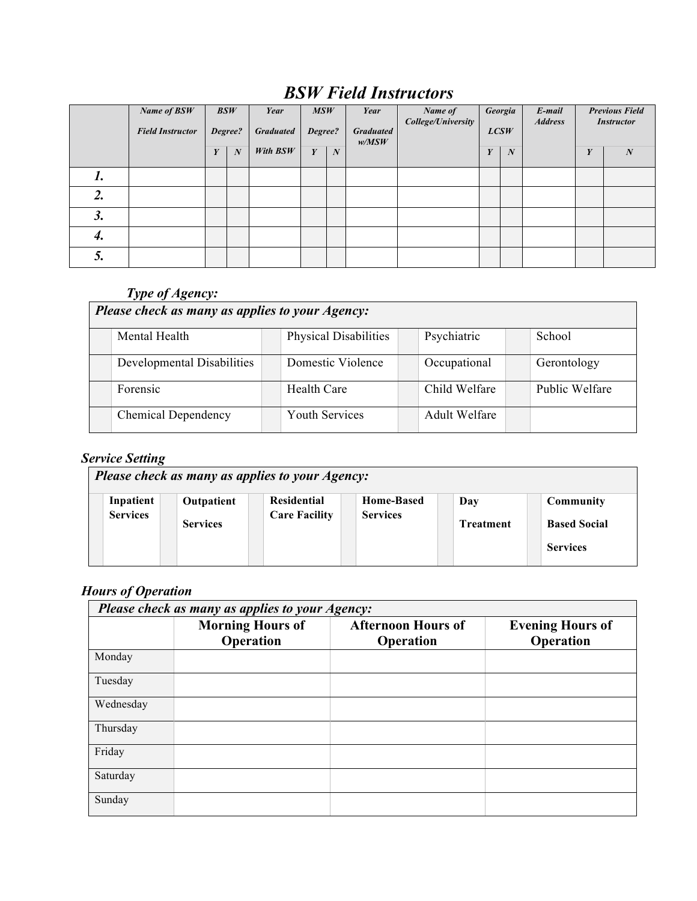# *BSW Field Instructors*

| | *Name of BSW Field Instructor* | *BSW Degree?* | | *Year Graduated With BSW* | *MSW Degree?* | | *Year Graduated w/MSW* | *Name of College/University* | *Georgia LCSW* | | *E-mail Address* | *Previous Field Instructor* | |
|---|---|---|---|---|---|---|---|---|---|---|---|---|---|
| | | *Y* | *N* | | *Y* | *N* | | | *Y* | *N* | | *Y* | *N* |
| ***1.*** | | | | | | | | | | | | | |
| ***2.*** | | | | | | | | | | | | | |
| ***3.*** | | | | | | | | | | | | | |
| ***4.*** | | | | | | | | | | | | | |
| ***5.*** | | | | | | | | | | | | | |

### *Type of Agency:*

| ***Please check as many as applies to your Agency:*** | | | | | | | |
|---|---|---|---|---|---|---|---|
| | Mental Health | | Physical Disabilities | | Psychiatric | | School |
| | Developmental Disabilities | | Domestic Violence | | Occupational | | Gerontology |
| | Forensic | | Health Care | | Child Welfare | | Public Welfare |
| | Chemical Dependency | | Youth Services | | Adult Welfare | | |

### *Service Setting*

| ***Please check as many as applies to your Agency:*** | | | | | | | | | | | |
|---|---|---|---|---|---|---|---|---|---|---|---|
| | **Inpatient Services** | | **Outpatient Services** | | **Residential Care Facility** | | **Home-Based Services** | | **Day Treatment** | | **Community Based Social Services** |

### *Hours of Operation*

| ***Please check as many as applies to your Agency:*** | | | |
|---|---|---|---|
| | **Morning Hours of Operation** | **Afternoon Hours of Operation** | **Evening Hours of Operation** |
| Monday | | | |
| Tuesday | | | |
| Wednesday | | | |
| Thursday | | | |
| Friday | | | |
| Saturday | | | |
| Sunday | | | |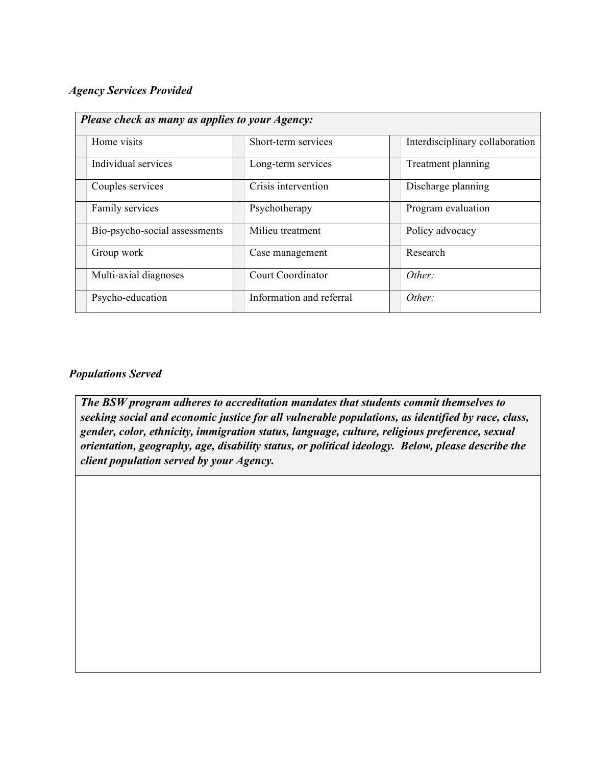*Agency Services Provided*

| ***Please check as many as applies to your Agency:*** | | | | | |
|---|---|---|---|---|---|
| | Home visits | | Short-term services | | Interdisciplinary collaboration |
| | Individual services | | Long-term services | | Treatment planning |
| | Couples services | | Crisis intervention | | Discharge planning |
| | Family services | | Psychotherapy | | Program evaluation |
| | Bio-psycho-social assessments | | Milieu treatment | | Policy advocacy |
| | Group work | | Case management | | Research |
| | Multi-axial diagnoses | | Court Coordinator | | *Other:* |
| | Psycho-education | | Information and referral | | *Other:* |

*Populations Served*

| ***The BSW program adheres to accreditation mandates that students commit themselves to seeking social and economic justice for all vulnerable populations, as identified by race, class, gender, color, ethnicity, immigration status, language, culture, religious preference, sexual orientation, geography, age, disability status, or political ideology. Below, please describe the client population served by your Agency.*** |
|---|
| |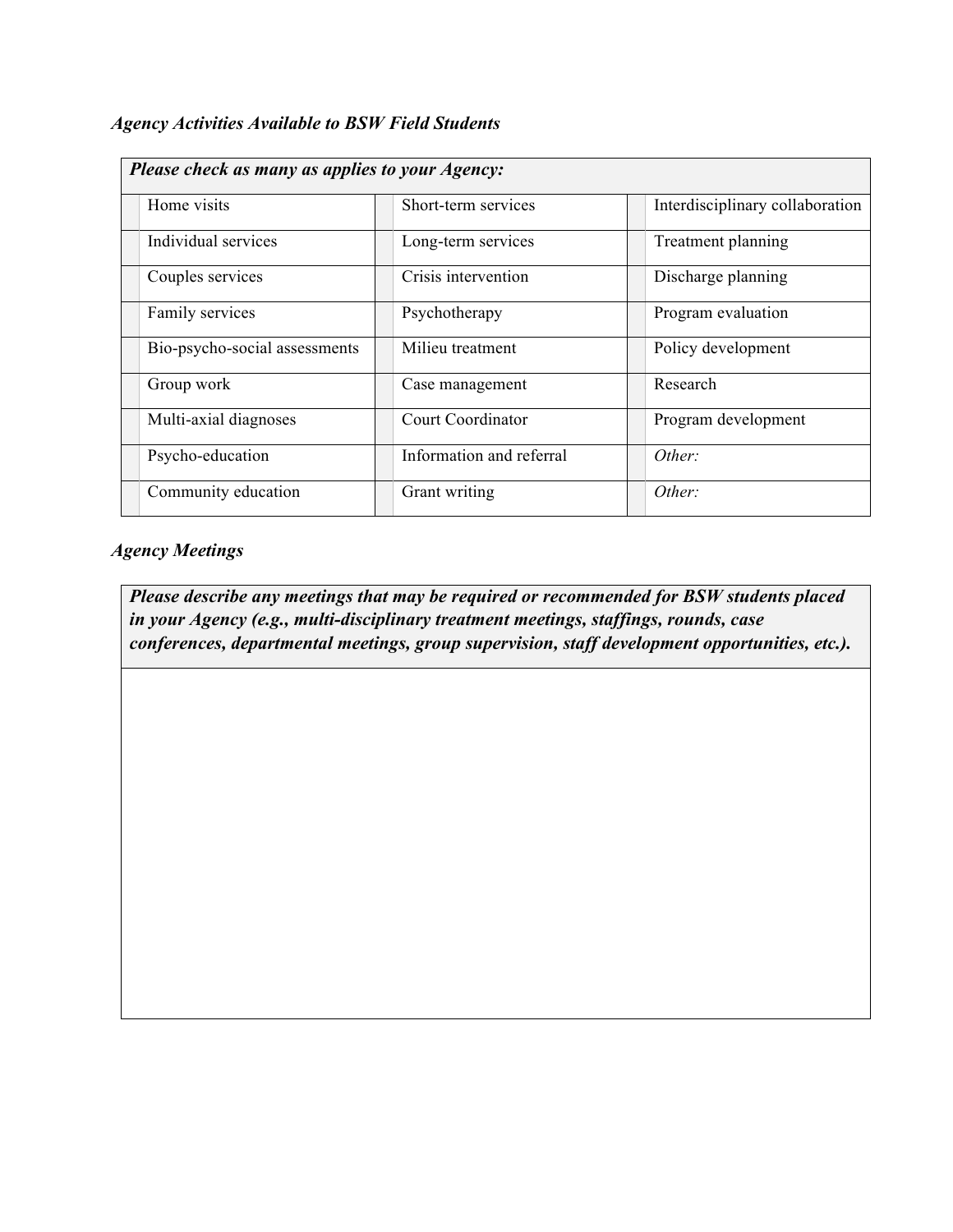*Agency Activities Available to BSW Field Students*

| ***Please check as many as applies to your Agency:*** | | | | | |
|---|---|---|---|---|---|
| | Home visits | | Short-term services | | Interdisciplinary collaboration |
| | Individual services | | Long-term services | | Treatment planning |
| | Couples services | | Crisis intervention | | Discharge planning |
| | Family services | | Psychotherapy | | Program evaluation |
| | Bio-psycho-social assessments | | Milieu treatment | | Policy development |
| | Group work | | Case management | | Research |
| | Multi-axial diagnoses | | Court Coordinator | | Program development |
| | Psycho-education | | Information and referral | | *Other:* |
| | Community education | | Grant writing | | *Other:* |

*Agency Meetings*

| ***Please describe any meetings that may be required or recommended for BSW students placed in your Agency (e.g., multi-disciplinary treatment meetings, staffings, rounds, case conferences, departmental meetings, group supervision, staff development opportunities, etc.).*** |
|---|
| |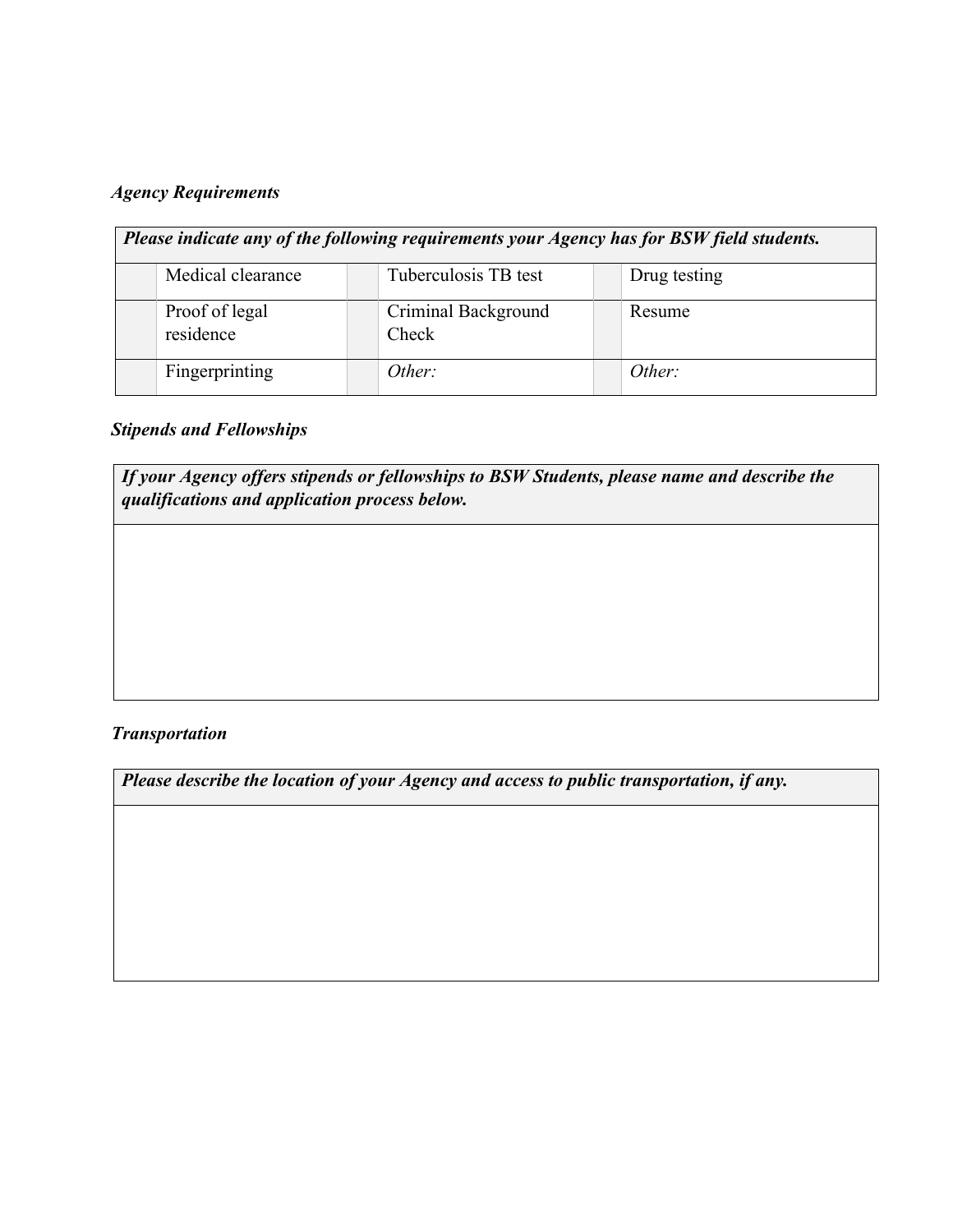***Agency Requirements***

| ***Please indicate any of the following requirements your Agency has for BSW field students.*** | | | | | |
|---|---|---|---|---|---|
| | Medical clearance | | Tuberculosis TB test | | Drug testing |
| | Proof of legal residence | | Criminal Background Check | | Resume |
| | Fingerprinting | | *Other:* | | *Other:* |

***Stipends and Fellowships***

| ***If your Agency offers stipends or fellowships to BSW Students, please name and describe the qualifications and application process below.*** |
|---|
| |

***Transportation***

| ***Please describe the location of your Agency and access to public transportation, if any.*** |
|---|
| |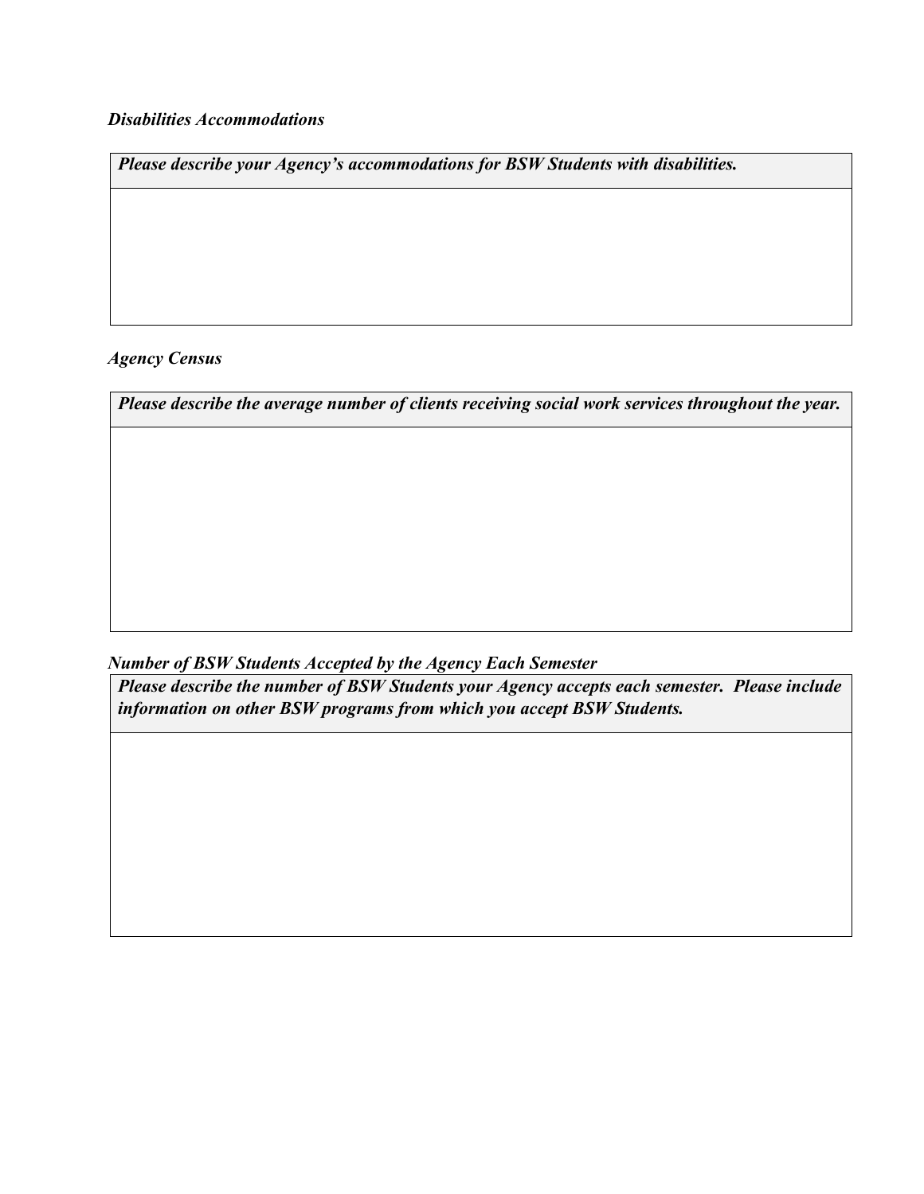*Disabilities Accommodations*

| *Please describe your Agency's accommodations for BSW Students with disabilities.* |
| --- |
| |

*Agency Census*

| *Please describe the average number of clients receiving social work services throughout the year.* |
| --- |
| |

***Number of BSW Students Accepted by the Agency Each Semester***

| ***Please describe the number of BSW Students your Agency accepts each semester. Please include information on other BSW programs from which you accept BSW Students.*** |
| --- |
| |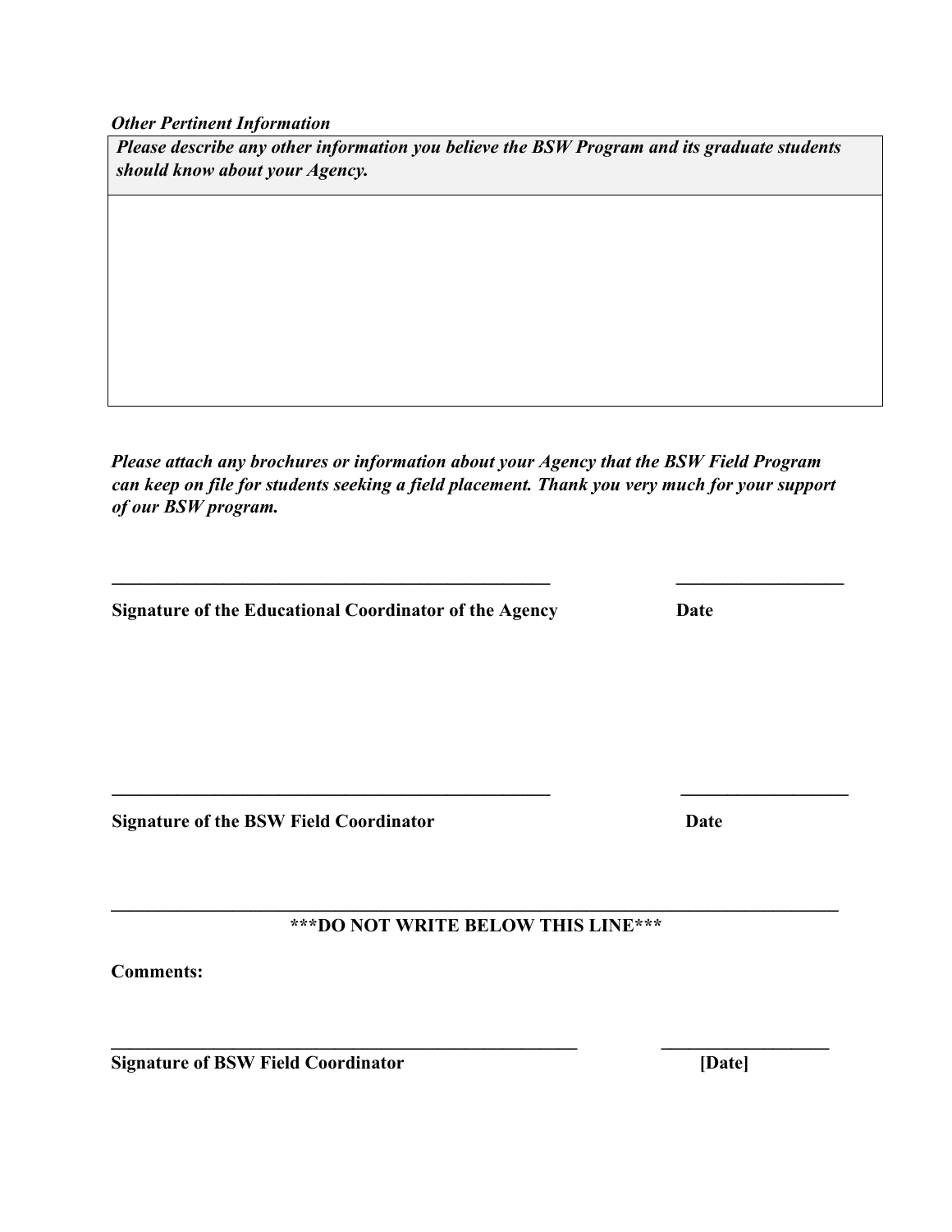*Other Pertinent Information*

| ***Please describe any other information you believe the BSW Program and its graduate students should know about your Agency.*** |
| --- |
| |

***Please attach any brochures or information about your Agency that the BSW Field Program can keep on file for students seeking a field placement. Thank you very much for your support of our BSW program.***

_______________________________________________ _________________

**Signature of the Educational Coordinator of the Agency** **Date**

_______________________________________________ _________________

**Signature of the BSW Field Coordinator** **Date**

________________________________________________________________________________

**\*\*\*DO NOT WRITE BELOW THIS LINE\*\*\***

**Comments:**

___________________________________________________ _________________

**Signature of BSW Field Coordinator** **[Date]**